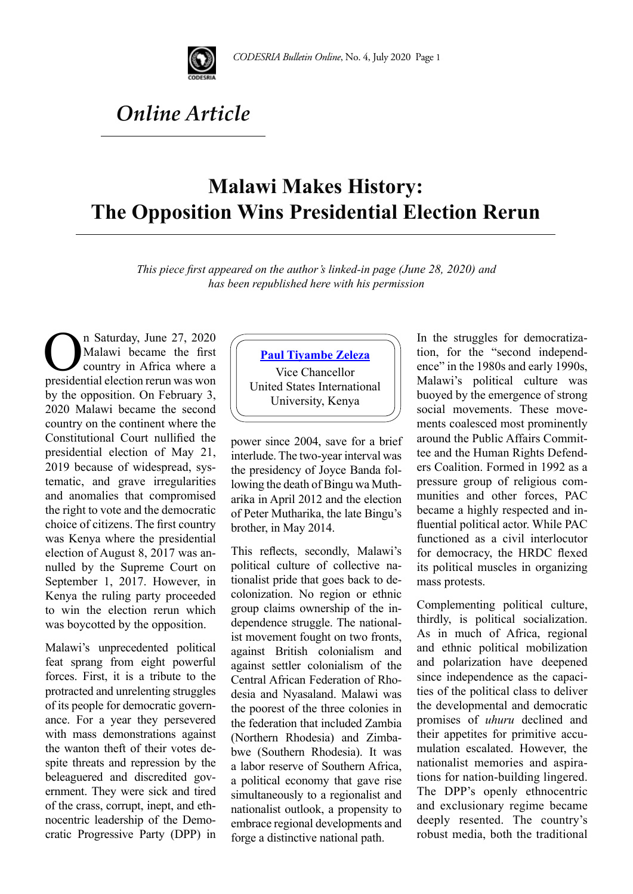*Online Article*

# Malawi Makes History: The Opposition Wins Presidential Election Rerun

*This piece first appeared on the author's linked-in page (June 28, 2020) and has been republished here with his permission*

**Paul Tiyambe Zeleza**
Vice Chancellor
United States International University, Kenya

On Saturday, June 27, 2020 Malawi became the first country in Africa where a presidential election rerun was won by the opposition. On February 3, 2020 Malawi became the second country on the continent where the Constitutional Court nullified the presidential election of May 21, 2019 because of widespread, systematic, and grave irregularities and anomalies that compromised the right to vote and the democratic choice of citizens. The first country was Kenya where the presidential election of August 8, 2017 was annulled by the Supreme Court on September 1, 2017. However, in Kenya the ruling party proceeded to win the election rerun which was boycotted by the opposition.

Malawi's unprecedented political feat sprang from eight powerful forces. First, it is a tribute to the protracted and unrelenting struggles of its people for democratic governance. For a year they persevered with mass demonstrations against the wanton theft of their votes despite threats and repression by the beleaguered and discredited government. They were sick and tired of the crass, corrupt, inept, and ethnocentric leadership of the Democratic Progressive Party (DPP) in power since 2004, save for a brief interlude. The two-year interval was the presidency of Joyce Banda following the death of Bingu wa Mutharika in April 2012 and the election of Peter Mutharika, the late Bingu's brother, in May 2014.

This reflects, secondly, Malawi's political culture of collective nationalist pride that goes back to decolonization. No region or ethnic group claims ownership of the independence struggle. The nationalist movement fought on two fronts, against British colonialism and against settler colonialism of the Central African Federation of Rhodesia and Nyasaland. Malawi was the poorest of the three colonies in the federation that included Zambia (Northern Rhodesia) and Zimbabwe (Southern Rhodesia). It was a labor reserve of Southern Africa, a political economy that gave rise simultaneously to a regionalist and nationalist outlook, a propensity to embrace regional developments and forge a distinctive national path.

In the struggles for democratization, for the "second independence" in the 1980s and early 1990s, Malawi's political culture was buoyed by the emergence of strong social movements. These movements coalesced most prominently around the Public Affairs Committee and the Human Rights Defenders Coalition. Formed in 1992 as a pressure group of religious communities and other forces, PAC became a highly respected and influential political actor. While PAC functioned as a civil interlocutor for democracy, the HRDC flexed its political muscles in organizing mass protests.

Complementing political culture, thirdly, is political socialization. As in much of Africa, regional and ethnic political mobilization and polarization have deepened since independence as the capacities of the political class to deliver the developmental and democratic promises of *uhuru* declined and their appetites for primitive accumulation escalated. However, the nationalist memories and aspirations for nation-building lingered. The DPP's openly ethnocentric and exclusionary regime became deeply resented. The country's robust media, both the traditional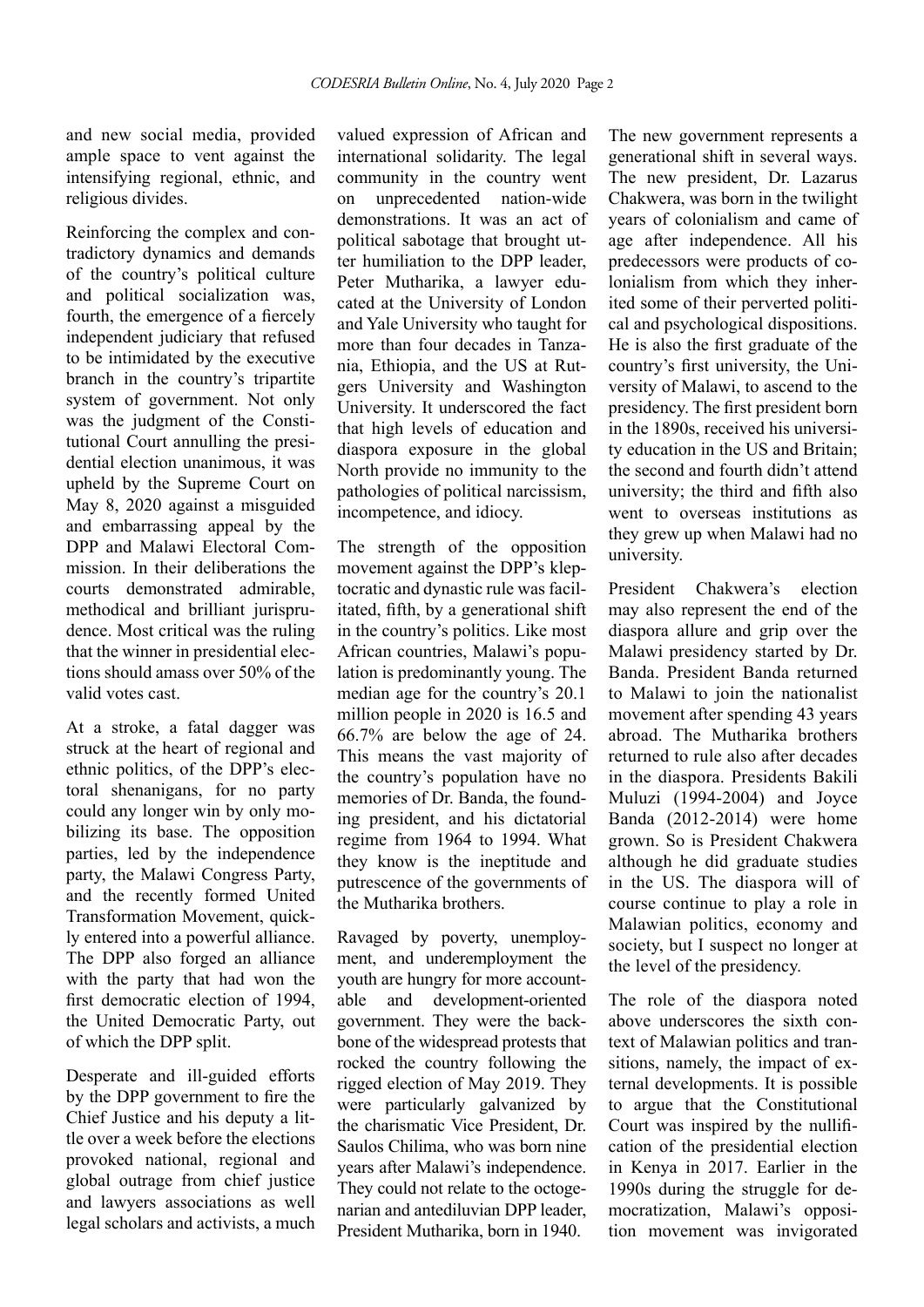and new social media, provided ample space to vent against the intensifying regional, ethnic, and religious divides.

Reinforcing the complex and contradictory dynamics and demands of the country's political culture and political socialization was, fourth, the emergence of a fiercely independent judiciary that refused to be intimidated by the executive branch in the country's tripartite system of government. Not only was the judgment of the Constitutional Court annulling the presidential election unanimous, it was upheld by the Supreme Court on May 8, 2020 against a misguided and embarrassing appeal by the DPP and Malawi Electoral Commission. In their deliberations the courts demonstrated admirable, methodical and brilliant jurisprudence. Most critical was the ruling that the winner in presidential elections should amass over 50% of the valid votes cast.

At a stroke, a fatal dagger was struck at the heart of regional and ethnic politics, of the DPP's electoral shenanigans, for no party could any longer win by only mobilizing its base. The opposition parties, led by the independence party, the Malawi Congress Party, and the recently formed United Transformation Movement, quickly entered into a powerful alliance. The DPP also forged an alliance with the party that had won the first democratic election of 1994, the United Democratic Party, out of which the DPP split.

Desperate and ill-guided efforts by the DPP government to fire the Chief Justice and his deputy a little over a week before the elections provoked national, regional and global outrage from chief justice and lawyers associations as well legal scholars and activists, a much valued expression of African and international solidarity. The legal community in the country went on unprecedented nation-wide demonstrations. It was an act of political sabotage that brought utter humiliation to the DPP leader, Peter Mutharika, a lawyer educated at the University of London and Yale University who taught for more than four decades in Tanzania, Ethiopia, and the US at Rutgers University and Washington University. It underscored the fact that high levels of education and diaspora exposure in the global North provide no immunity to the pathologies of political narcissism, incompetence, and idiocy.

The strength of the opposition movement against the DPP's kleptocratic and dynastic rule was facilitated, fifth, by a generational shift in the country's politics. Like most African countries, Malawi's population is predominantly young. The median age for the country's 20.1 million people in 2020 is 16.5 and 66.7% are below the age of 24. This means the vast majority of the country's population have no memories of Dr. Banda, the founding president, and his dictatorial regime from 1964 to 1994. What they know is the ineptitude and putrescence of the governments of the Mutharika brothers.

Ravaged by poverty, unemployment, and underemployment the youth are hungry for more accountable and development-oriented government. They were the backbone of the widespread protests that rocked the country following the rigged election of May 2019. They were particularly galvanized by the charismatic Vice President, Dr. Saulos Chilima, who was born nine years after Malawi's independence. They could not relate to the octogenarian and antediluvian DPP leader, President Mutharika, born in 1940.

The new government represents a generational shift in several ways. The new president, Dr. Lazarus Chakwera, was born in the twilight years of colonialism and came of age after independence. All his predecessors were products of colonialism from which they inherited some of their perverted political and psychological dispositions. He is also the first graduate of the country's first university, the University of Malawi, to ascend to the presidency. The first president born in the 1890s, received his university education in the US and Britain; the second and fourth didn't attend university; the third and fifth also went to overseas institutions as they grew up when Malawi had no university.

President Chakwera's election may also represent the end of the diaspora allure and grip over the Malawi presidency started by Dr. Banda. President Banda returned to Malawi to join the nationalist movement after spending 43 years abroad. The Mutharika brothers returned to rule also after decades in the diaspora. Presidents Bakili Muluzi (1994-2004) and Joyce Banda (2012-2014) were home grown. So is President Chakwera although he did graduate studies in the US. The diaspora will of course continue to play a role in Malawian politics, economy and society, but I suspect no longer at the level of the presidency.

The role of the diaspora noted above underscores the sixth context of Malawian politics and transitions, namely, the impact of external developments. It is possible to argue that the Constitutional Court was inspired by the nullification of the presidential election in Kenya in 2017. Earlier in the 1990s during the struggle for democratization, Malawi's opposition movement was invigorated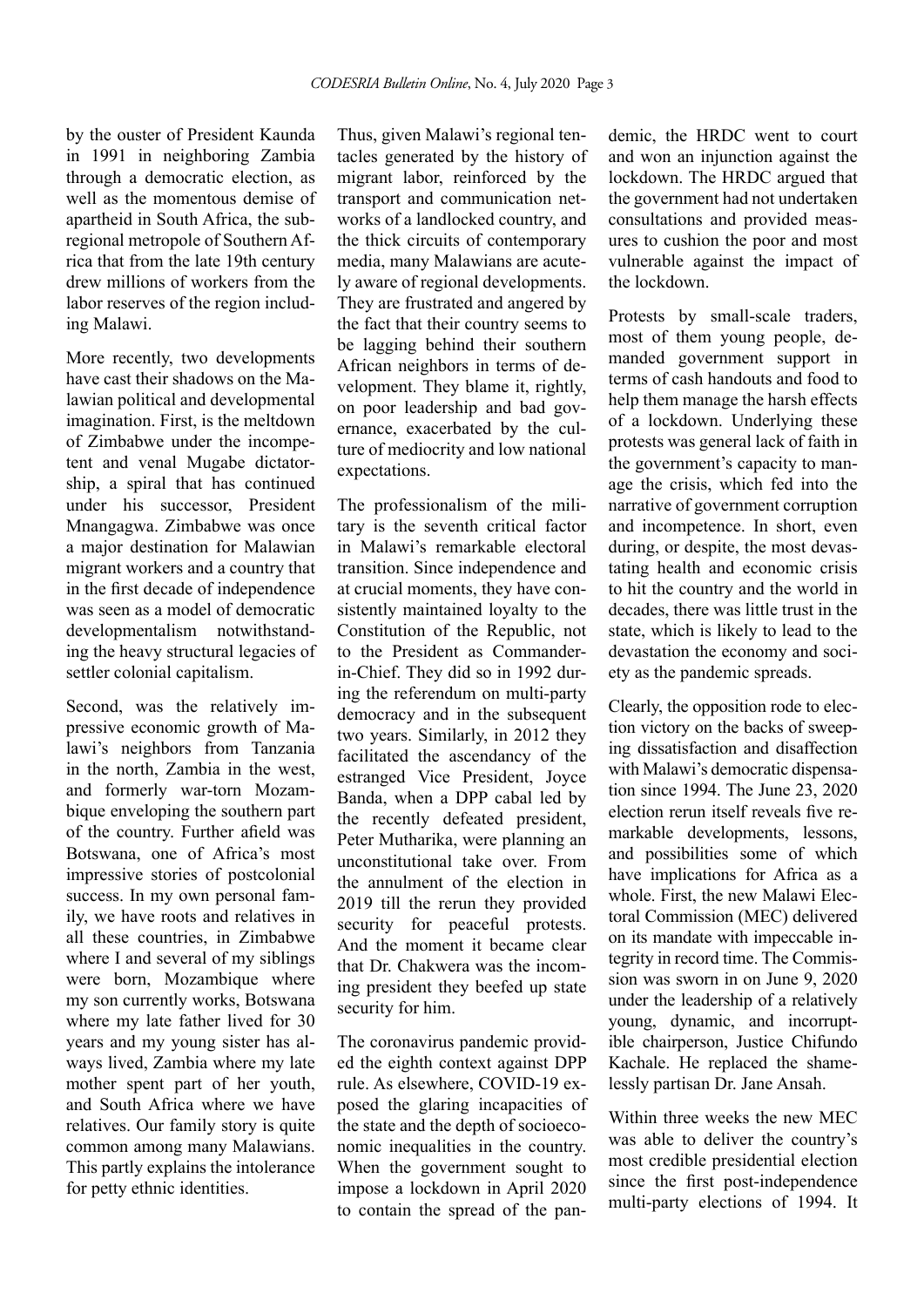by the ouster of President Kaunda in 1991 in neighboring Zambia through a democratic election, as well as the momentous demise of apartheid in South Africa, the subregional metropole of Southern Africa that from the late 19th century drew millions of workers from the labor reserves of the region including Malawi.

More recently, two developments have cast their shadows on the Malawian political and developmental imagination. First, is the meltdown of Zimbabwe under the incompetent and venal Mugabe dictatorship, a spiral that has continued under his successor, President Mnangagwa. Zimbabwe was once a major destination for Malawian migrant workers and a country that in the first decade of independence was seen as a model of democratic developmentalism notwithstanding the heavy structural legacies of settler colonial capitalism.

Second, was the relatively impressive economic growth of Malawi's neighbors from Tanzania in the north, Zambia in the west, and formerly war-torn Mozambique enveloping the southern part of the country. Further afield was Botswana, one of Africa's most impressive stories of postcolonial success. In my own personal family, we have roots and relatives in all these countries, in Zimbabwe where I and several of my siblings were born, Mozambique where my son currently works, Botswana where my late father lived for 30 years and my young sister has always lived, Zambia where my late mother spent part of her youth, and South Africa where we have relatives. Our family story is quite common among many Malawians. This partly explains the intolerance for petty ethnic identities.

Thus, given Malawi's regional tentacles generated by the history of migrant labor, reinforced by the transport and communication networks of a landlocked country, and the thick circuits of contemporary media, many Malawians are acutely aware of regional developments. They are frustrated and angered by the fact that their country seems to be lagging behind their southern African neighbors in terms of development. They blame it, rightly, on poor leadership and bad governance, exacerbated by the culture of mediocrity and low national expectations.

The professionalism of the military is the seventh critical factor in Malawi's remarkable electoral transition. Since independence and at crucial moments, they have consistently maintained loyalty to the Constitution of the Republic, not to the President as Commander-in-Chief. They did so in 1992 during the referendum on multi-party democracy and in the subsequent two years. Similarly, in 2012 they facilitated the ascendancy of the estranged Vice President, Joyce Banda, when a DPP cabal led by the recently defeated president, Peter Mutharika, were planning an unconstitutional take over. From the annulment of the election in 2019 till the rerun they provided security for peaceful protests. And the moment it became clear that Dr. Chakwera was the incoming president they beefed up state security for him.

The coronavirus pandemic provided the eighth context against DPP rule. As elsewhere, COVID-19 exposed the glaring incapacities of the state and the depth of socioeconomic inequalities in the country. When the government sought to impose a lockdown in April 2020 to contain the spread of the pandemic, the HRDC went to court and won an injunction against the lockdown. The HRDC argued that the government had not undertaken consultations and provided measures to cushion the poor and most vulnerable against the impact of the lockdown.

Protests by small-scale traders, most of them young people, demanded government support in terms of cash handouts and food to help them manage the harsh effects of a lockdown. Underlying these protests was general lack of faith in the government's capacity to manage the crisis, which fed into the narrative of government corruption and incompetence. In short, even during, or despite, the most devastating health and economic crisis to hit the country and the world in decades, there was little trust in the state, which is likely to lead to the devastation the economy and society as the pandemic spreads.

Clearly, the opposition rode to election victory on the backs of sweeping dissatisfaction and disaffection with Malawi's democratic dispensation since 1994. The June 23, 2020 election rerun itself reveals five remarkable developments, lessons, and possibilities some of which have implications for Africa as a whole. First, the new Malawi Electoral Commission (MEC) delivered on its mandate with impeccable integrity in record time. The Commission was sworn in on June 9, 2020 under the leadership of a relatively young, dynamic, and incorruptible chairperson, Justice Chifundo Kachale. He replaced the shamelessly partisan Dr. Jane Ansah.

Within three weeks the new MEC was able to deliver the country's most credible presidential election since the first post-independence multi-party elections of 1994. It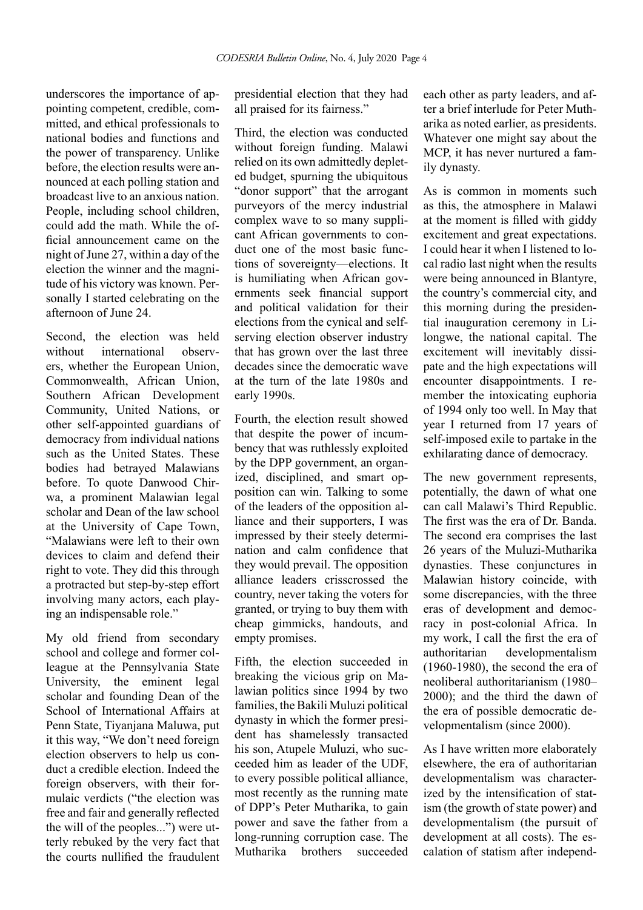underscores the importance of appointing competent, credible, committed, and ethical professionals to national bodies and functions and the power of transparency. Unlike before, the election results were announced at each polling station and broadcast live to an anxious nation. People, including school children, could add the math. While the official announcement came on the night of June 27, within a day of the election the winner and the magnitude of his victory was known. Personally I started celebrating on the afternoon of June 24.

Second, the election was held without international observers, whether the European Union, Commonwealth, African Union, Southern African Development Community, United Nations, or other self-appointed guardians of democracy from individual nations such as the United States. These bodies had betrayed Malawians before. To quote Danwood Chirwa, a prominent Malawian legal scholar and Dean of the law school at the University of Cape Town, "Malawians were left to their own devices to claim and defend their right to vote. They did this through a protracted but step-by-step effort involving many actors, each playing an indispensable role."

My old friend from secondary school and college and former colleague at the Pennsylvania State University, the eminent legal scholar and founding Dean of the School of International Affairs at Penn State, Tiyanjana Maluwa, put it this way, "We don't need foreign election observers to help us conduct a credible election. Indeed the foreign observers, with their formulaic verdicts ("the election was free and fair and generally reflected the will of the peoples...") were utterly rebuked by the very fact that the courts nullified the fraudulent presidential election that they had all praised for its fairness."

Third, the election was conducted without foreign funding. Malawi relied on its own admittedly depleted budget, spurning the ubiquitous "donor support" that the arrogant purveyors of the mercy industrial complex wave to so many supplicant African governments to conduct one of the most basic functions of sovereignty—elections. It is humiliating when African governments seek financial support and political validation for their elections from the cynical and self-serving election observer industry that has grown over the last three decades since the democratic wave at the turn of the late 1980s and early 1990s.

Fourth, the election result showed that despite the power of incumbency that was ruthlessly exploited by the DPP government, an organized, disciplined, and smart opposition can win. Talking to some of the leaders of the opposition alliance and their supporters, I was impressed by their steely determination and calm confidence that they would prevail. The opposition alliance leaders crisscrossed the country, never taking the voters for granted, or trying to buy them with cheap gimmicks, handouts, and empty promises.

Fifth, the election succeeded in breaking the vicious grip on Malawian politics since 1994 by two families, the Bakili Muluzi political dynasty in which the former president has shamelessly transacted his son, Atupele Muluzi, who succeeded him as leader of the UDF, to every possible political alliance, most recently as the running mate of DPP's Peter Mutharika, to gain power and save the father from a long-running corruption case. The Mutharika brothers succeeded each other as party leaders, and after a brief interlude for Peter Mutharika as noted earlier, as presidents. Whatever one might say about the MCP, it has never nurtured a family dynasty.

As is common in moments such as this, the atmosphere in Malawi at the moment is filled with giddy excitement and great expectations. I could hear it when I listened to local radio last night when the results were being announced in Blantyre, the country's commercial city, and this morning during the presidential inauguration ceremony in Lilongwe, the national capital. The excitement will inevitably dissipate and the high expectations will encounter disappointments. I remember the intoxicating euphoria of 1994 only too well. In May that year I returned from 17 years of self-imposed exile to partake in the exhilarating dance of democracy.

The new government represents, potentially, the dawn of what one can call Malawi's Third Republic. The first was the era of Dr. Banda. The second era comprises the last 26 years of the Muluzi-Mutharika dynasties. These conjunctures in Malawian history coincide, with some discrepancies, with the three eras of development and democracy in post-colonial Africa. In my work, I call the first the era of authoritarian developmentalism (1960-1980), the second the era of neoliberal authoritarianism (1980–2000); and the third the dawn of the era of possible democratic developmentalism (since 2000).

As I have written more elaborately elsewhere, the era of authoritarian developmentalism was characterized by the intensification of statism (the growth of state power) and developmentalism (the pursuit of development at all costs). The escalation of statism after independ-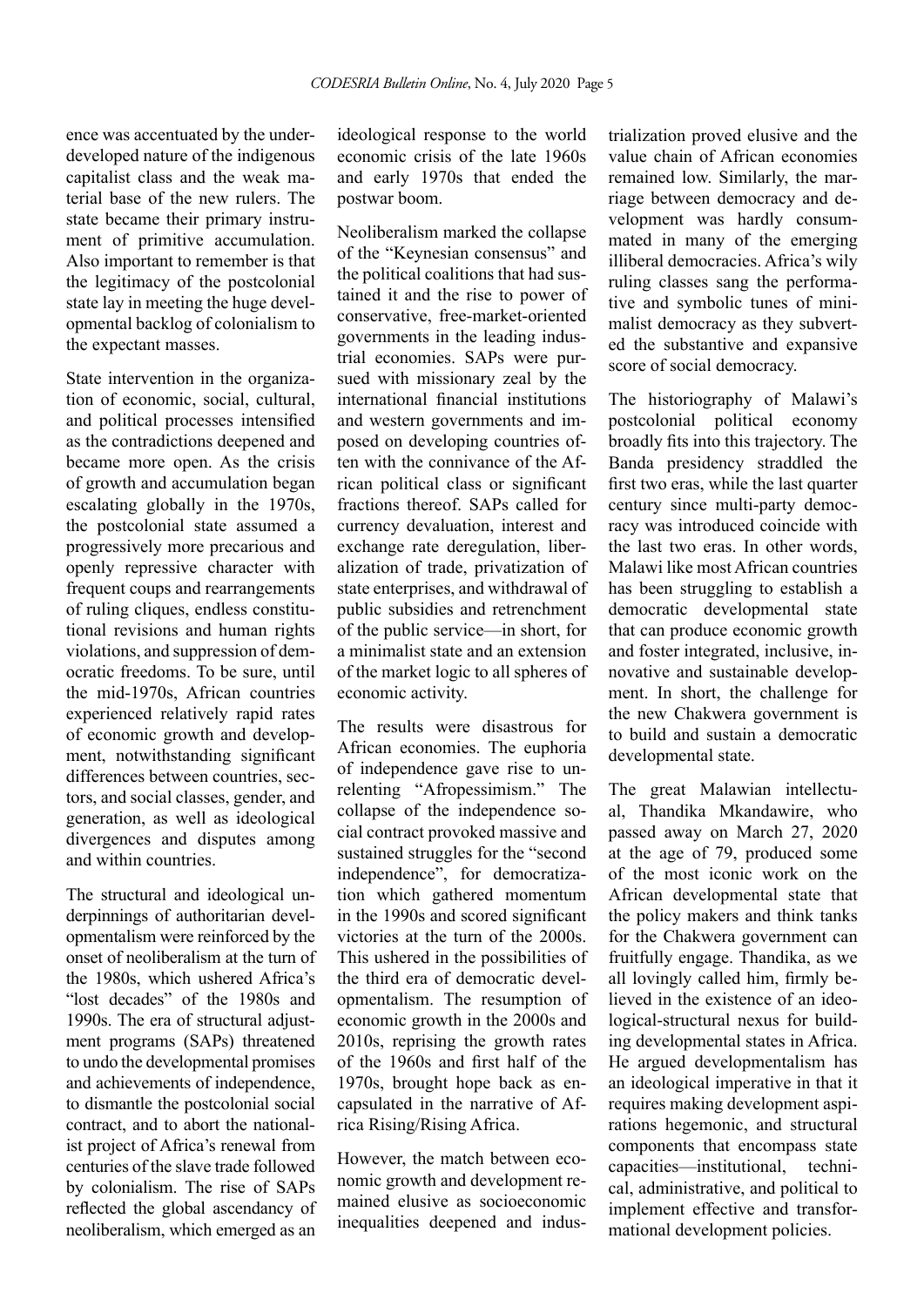ence was accentuated by the underdeveloped nature of the indigenous capitalist class and the weak material base of the new rulers. The state became their primary instrument of primitive accumulation. Also important to remember is that the legitimacy of the postcolonial state lay in meeting the huge developmental backlog of colonialism to the expectant masses.

State intervention in the organization of economic, social, cultural, and political processes intensified as the contradictions deepened and became more open. As the crisis of growth and accumulation began escalating globally in the 1970s, the postcolonial state assumed a progressively more precarious and openly repressive character with frequent coups and rearrangements of ruling cliques, endless constitutional revisions and human rights violations, and suppression of democratic freedoms. To be sure, until the mid-1970s, African countries experienced relatively rapid rates of economic growth and development, notwithstanding significant differences between countries, sectors, and social classes, gender, and generation, as well as ideological divergences and disputes among and within countries.

The structural and ideological underpinnings of authoritarian developmentalism were reinforced by the onset of neoliberalism at the turn of the 1980s, which ushered Africa's "lost decades" of the 1980s and 1990s. The era of structural adjustment programs (SAPs) threatened to undo the developmental promises and achievements of independence, to dismantle the postcolonial social contract, and to abort the nationalist project of Africa's renewal from centuries of the slave trade followed by colonialism. The rise of SAPs reflected the global ascendancy of neoliberalism, which emerged as an ideological response to the world economic crisis of the late 1960s and early 1970s that ended the postwar boom.

Neoliberalism marked the collapse of the "Keynesian consensus" and the political coalitions that had sustained it and the rise to power of conservative, free-market-oriented governments in the leading industrial economies. SAPs were pursued with missionary zeal by the international financial institutions and western governments and imposed on developing countries often with the connivance of the African political class or significant fractions thereof. SAPs called for currency devaluation, interest and exchange rate deregulation, liberalization of trade, privatization of state enterprises, and withdrawal of public subsidies and retrenchment of the public service—in short, for a minimalist state and an extension of the market logic to all spheres of economic activity.

The results were disastrous for African economies. The euphoria of independence gave rise to unrelenting "Afropessimism." The collapse of the independence social contract provoked massive and sustained struggles for the "second independence", for democratization which gathered momentum in the 1990s and scored significant victories at the turn of the 2000s. This ushered in the possibilities of the third era of democratic developmentalism. The resumption of economic growth in the 2000s and 2010s, reprising the growth rates of the 1960s and first half of the 1970s, brought hope back as encapsulated in the narrative of Africa Rising/Rising Africa.

However, the match between economic growth and development remained elusive as socioeconomic inequalities deepened and industrialization proved elusive and the value chain of African economies remained low. Similarly, the marriage between democracy and development was hardly consummated in many of the emerging illiberal democracies. Africa's wily ruling classes sang the performative and symbolic tunes of minimalist democracy as they subverted the substantive and expansive score of social democracy.

The historiography of Malawi's postcolonial political economy broadly fits into this trajectory. The Banda presidency straddled the first two eras, while the last quarter century since multi-party democracy was introduced coincide with the last two eras. In other words, Malawi like most African countries has been struggling to establish a democratic developmental state that can produce economic growth and foster integrated, inclusive, innovative and sustainable development. In short, the challenge for the new Chakwera government is to build and sustain a democratic developmental state.

The great Malawian intellectual, Thandika Mkandawire, who passed away on March 27, 2020 at the age of 79, produced some of the most iconic work on the African developmental state that the policy makers and think tanks for the Chakwera government can fruitfully engage. Thandika, as we all lovingly called him, firmly believed in the existence of an ideological-structural nexus for building developmental states in Africa. He argued developmentalism has an ideological imperative in that it requires making development aspirations hegemonic, and structural components that encompass state capacities—institutional, technical, administrative, and political to implement effective and transformational development policies.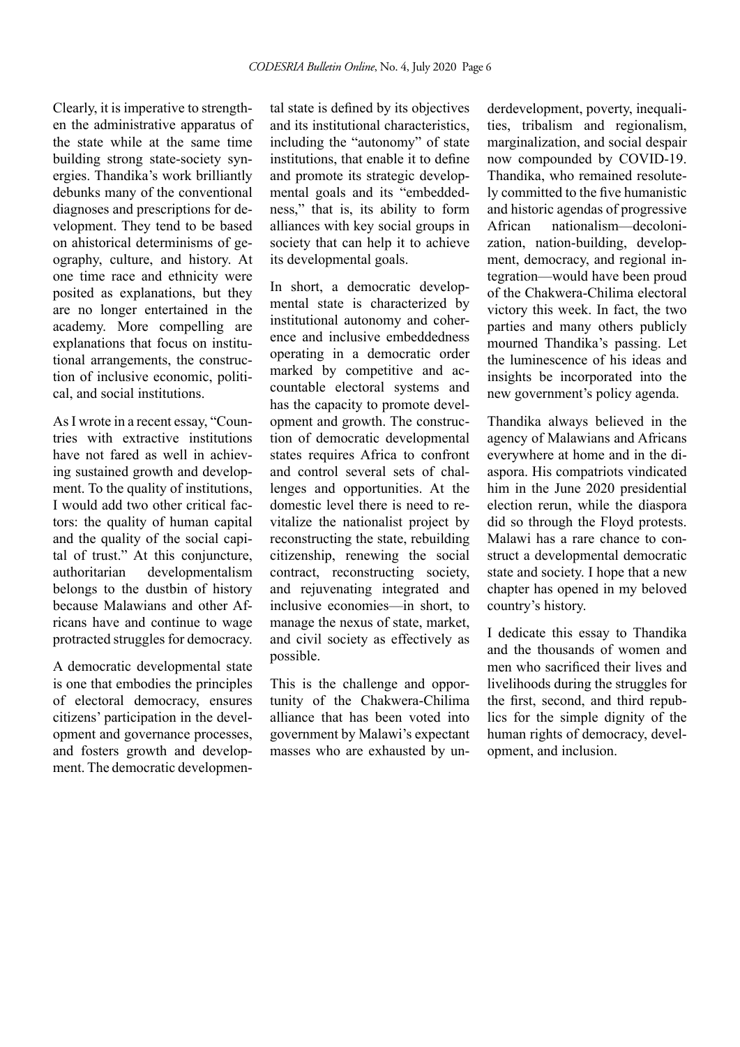Clearly, it is imperative to strengthen the administrative apparatus of the state while at the same time building strong state-society synergies. Thandika's work brilliantly debunks many of the conventional diagnoses and prescriptions for development. They tend to be based on ahistorical determinisms of geography, culture, and history. At one time race and ethnicity were posited as explanations, but they are no longer entertained in the academy. More compelling are explanations that focus on institutional arrangements, the construction of inclusive economic, political, and social institutions.

As I wrote in a recent essay, "Countries with extractive institutions have not fared as well in achieving sustained growth and development. To the quality of institutions, I would add two other critical factors: the quality of human capital and the quality of the social capital of trust." At this conjuncture, authoritarian developmentalism belongs to the dustbin of history because Malawians and other Africans have and continue to wage protracted struggles for democracy.

A democratic developmental state is one that embodies the principles of electoral democracy, ensures citizens' participation in the development and governance processes, and fosters growth and development. The democratic developmental state is defined by its objectives and its institutional characteristics, including the "autonomy" of state institutions, that enable it to define and promote its strategic developmental goals and its "embeddedness," that is, its ability to form alliances with key social groups in society that can help it to achieve its developmental goals.

In short, a democratic developmental state is characterized by institutional autonomy and coherence and inclusive embeddedness operating in a democratic order marked by competitive and accountable electoral systems and has the capacity to promote development and growth. The construction of democratic developmental states requires Africa to confront and control several sets of challenges and opportunities. At the domestic level there is need to revitalize the nationalist project by reconstructing the state, rebuilding citizenship, renewing the social contract, reconstructing society, and rejuvenating integrated and inclusive economies—in short, to manage the nexus of state, market, and civil society as effectively as possible.

This is the challenge and opportunity of the Chakwera-Chilima alliance that has been voted into government by Malawi's expectant masses who are exhausted by underdevelopment, poverty, inequalities, tribalism and regionalism, marginalization, and social despair now compounded by COVID-19. Thandika, who remained resolutely committed to the five humanistic and historic agendas of progressive African nationalism—decolonization, nation-building, development, democracy, and regional integration—would have been proud of the Chakwera-Chilima electoral victory this week. In fact, the two parties and many others publicly mourned Thandika's passing. Let the luminescence of his ideas and insights be incorporated into the new government's policy agenda.

Thandika always believed in the agency of Malawians and Africans everywhere at home and in the diaspora. His compatriots vindicated him in the June 2020 presidential election rerun, while the diaspora did so through the Floyd protests. Malawi has a rare chance to construct a developmental democratic state and society. I hope that a new chapter has opened in my beloved country's history.

I dedicate this essay to Thandika and the thousands of women and men who sacrificed their lives and livelihoods during the struggles for the first, second, and third republics for the simple dignity of the human rights of democracy, development, and inclusion.